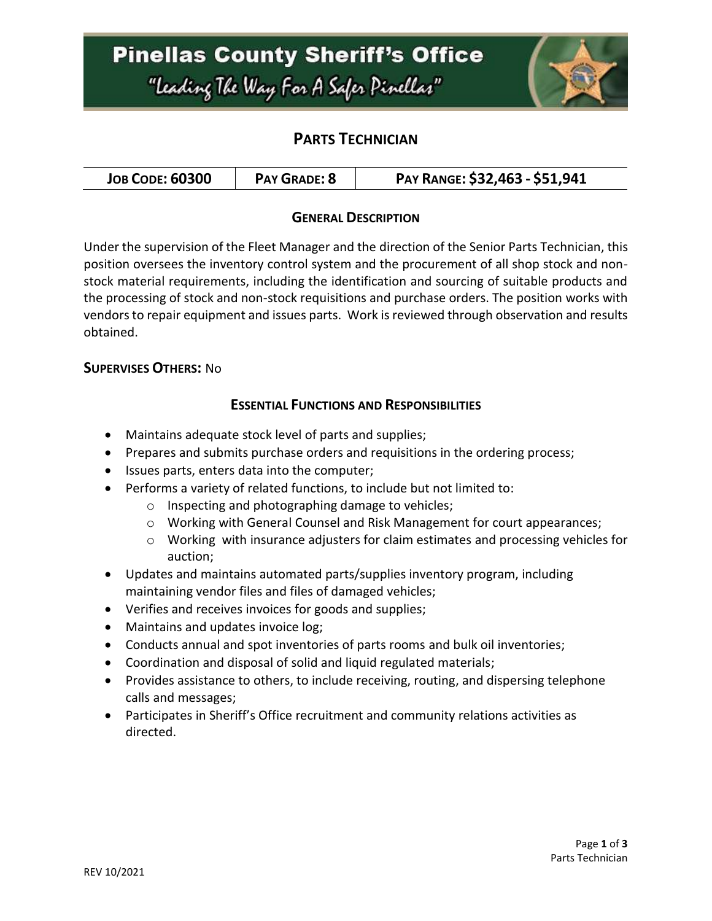# Pinellas County Sheriff's Office

*"Leading The Way For A Safer Pinellas"*

## PARTS TECHNICIAN

| JOB CODE: 60300 | PAY GRADE: 8 | PAY RANGE: $32,463 - $51,941 |
|---|---|---|

### GENERAL DESCRIPTION

Under the supervision of the Fleet Manager and the direction of the Senior Parts Technician, this position oversees the inventory control system and the procurement of all shop stock and non-stock material requirements, including the identification and sourcing of suitable products and the processing of stock and non-stock requisitions and purchase orders. The position works with vendors to repair equipment and issues parts. Work is reviewed through observation and results obtained.

**SUPERVISES OTHERS:** No

### ESSENTIAL FUNCTIONS AND RESPONSIBILITIES

- Maintains adequate stock level of parts and supplies;
- Prepares and submits purchase orders and requisitions in the ordering process;
- Issues parts, enters data into the computer;
- Performs a variety of related functions, to include but not limited to:
  - Inspecting and photographing damage to vehicles;
  - Working with General Counsel and Risk Management for court appearances;
  - Working with insurance adjusters for claim estimates and processing vehicles for auction;
- Updates and maintains automated parts/supplies inventory program, including maintaining vendor files and files of damaged vehicles;
- Verifies and receives invoices for goods and supplies;
- Maintains and updates invoice log;
- Conducts annual and spot inventories of parts rooms and bulk oil inventories;
- Coordination and disposal of solid and liquid regulated materials;
- Provides assistance to others, to include receiving, routing, and dispersing telephone calls and messages;
- Participates in Sheriff's Office recruitment and community relations activities as directed.

REV 10/2021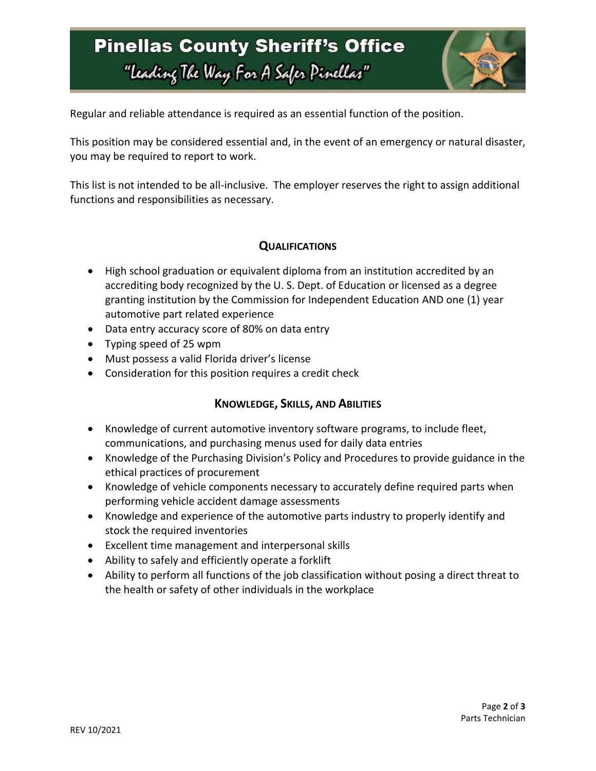Regular and reliable attendance is required as an essential function of the position.

This position may be considered essential and, in the event of an emergency or natural disaster, you may be required to report to work.

This list is not intended to be all-inclusive. The employer reserves the right to assign additional functions and responsibilities as necessary.

## QUALIFICATIONS

- High school graduation or equivalent diploma from an institution accredited by an accrediting body recognized by the U. S. Dept. of Education or licensed as a degree granting institution by the Commission for Independent Education AND one (1) year automotive part related experience
- Data entry accuracy score of 80% on data entry
- Typing speed of 25 wpm
- Must possess a valid Florida driver's license
- Consideration for this position requires a credit check

## KNOWLEDGE, SKILLS, AND ABILITIES

- Knowledge of current automotive inventory software programs, to include fleet, communications, and purchasing menus used for daily data entries
- Knowledge of the Purchasing Division's Policy and Procedures to provide guidance in the ethical practices of procurement
- Knowledge of vehicle components necessary to accurately define required parts when performing vehicle accident damage assessments
- Knowledge and experience of the automotive parts industry to properly identify and stock the required inventories
- Excellent time management and interpersonal skills
- Ability to safely and efficiently operate a forklift
- Ability to perform all functions of the job classification without posing a direct threat to the health or safety of other individuals in the workplace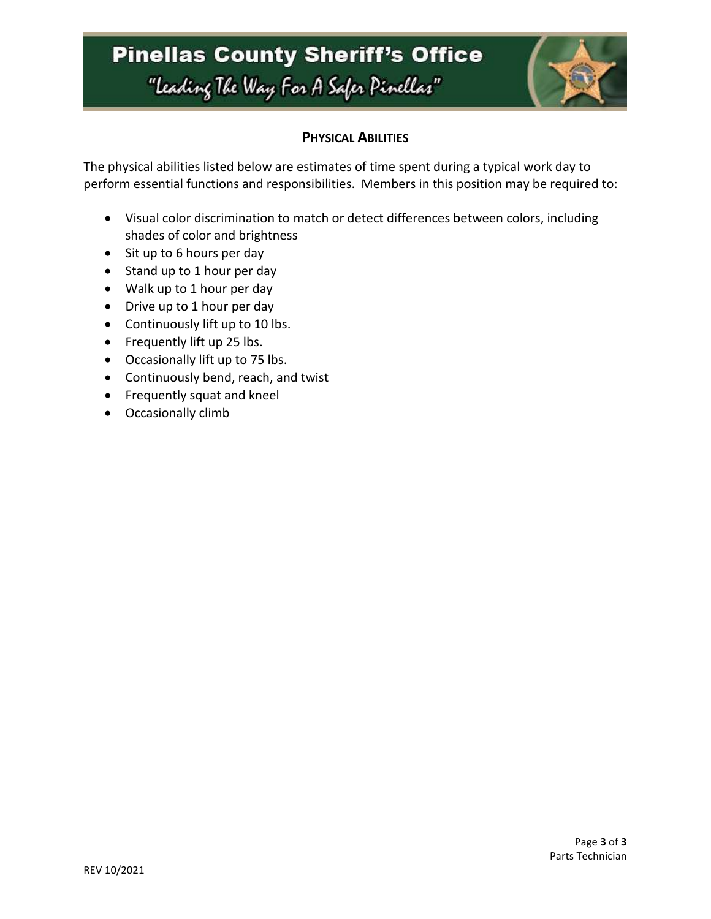## PHYSICAL ABILITIES

The physical abilities listed below are estimates of time spent during a typical work day to perform essential functions and responsibilities. Members in this position may be required to:

- Visual color discrimination to match or detect differences between colors, including shades of color and brightness
- Sit up to 6 hours per day
- Stand up to 1 hour per day
- Walk up to 1 hour per day
- Drive up to 1 hour per day
- Continuously lift up to 10 lbs.
- Frequently lift up 25 lbs.
- Occasionally lift up to 75 lbs.
- Continuously bend, reach, and twist
- Frequently squat and kneel
- Occasionally climb